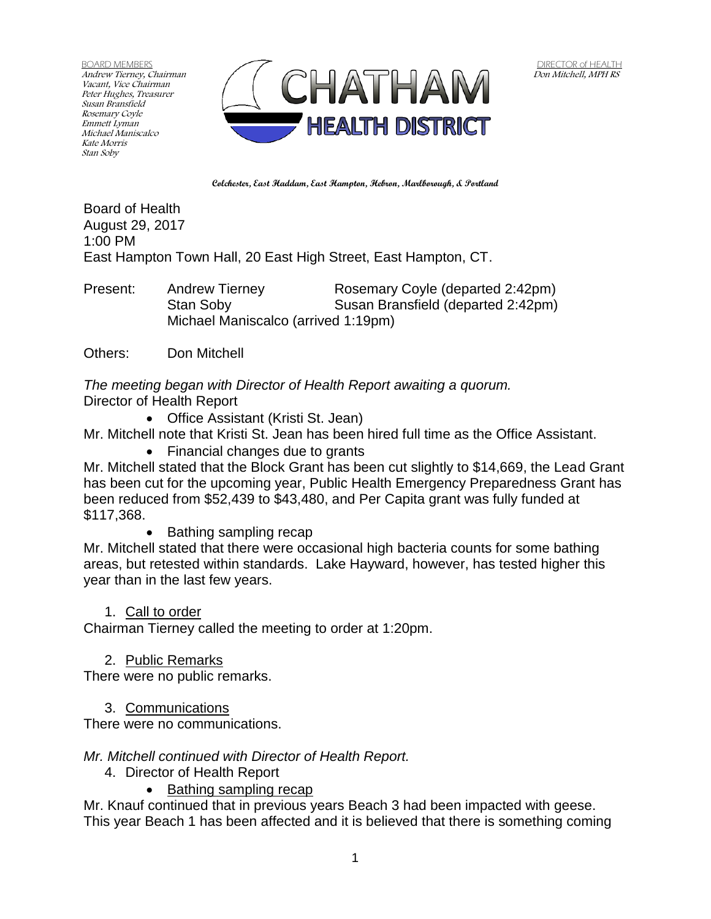BOARD MEMBERS
Andrew Tierney, Chairman
Vacant, Vice Chairman
Peter Hughes, Treasurer
Susan Bransfield
Rosemary Coyle
Emmett Lyman
Michael Maniscalco
Kate Morris
Stan Soby

CHATHAM HEALTH DISTRICT

DIRECTOR of HEALTH
Don Mitchell, MPH RS

**Colchester, East Haddam, East Hampton, Hebron, Marlborough, & Portland**

Board of Health
August 29, 2017
1:00 PM
East Hampton Town Hall, 20 East High Street, East Hampton, CT.

Present: Andrew Tierney Rosemary Coyle (departed 2:42pm)
Stan Soby Susan Bransfield (departed 2:42pm)
Michael Maniscalco (arrived 1:19pm)

Others: Don Mitchell

*The meeting began with Director of Health Report awaiting a quorum.*
Director of Health Report

- Office Assistant (Kristi St. Jean)

Mr. Mitchell note that Kristi St. Jean has been hired full time as the Office Assistant.

- Financial changes due to grants

Mr. Mitchell stated that the Block Grant has been cut slightly to $14,669, the Lead Grant has been cut for the upcoming year, Public Health Emergency Preparedness Grant has been reduced from $52,439 to $43,480, and Per Capita grant was fully funded at $117,368.

- Bathing sampling recap

Mr. Mitchell stated that there were occasional high bacteria counts for some bathing areas, but retested within standards. Lake Hayward, however, has tested higher this year than in the last few years.

1. Call to order

Chairman Tierney called the meeting to order at 1:20pm.

2. Public Remarks

There were no public remarks.

3. Communications

There were no communications.

*Mr. Mitchell continued with Director of Health Report.*

4. Director of Health Report
   - Bathing sampling recap

Mr. Knauf continued that in previous years Beach 3 had been impacted with geese. This year Beach 1 has been affected and it is believed that there is something coming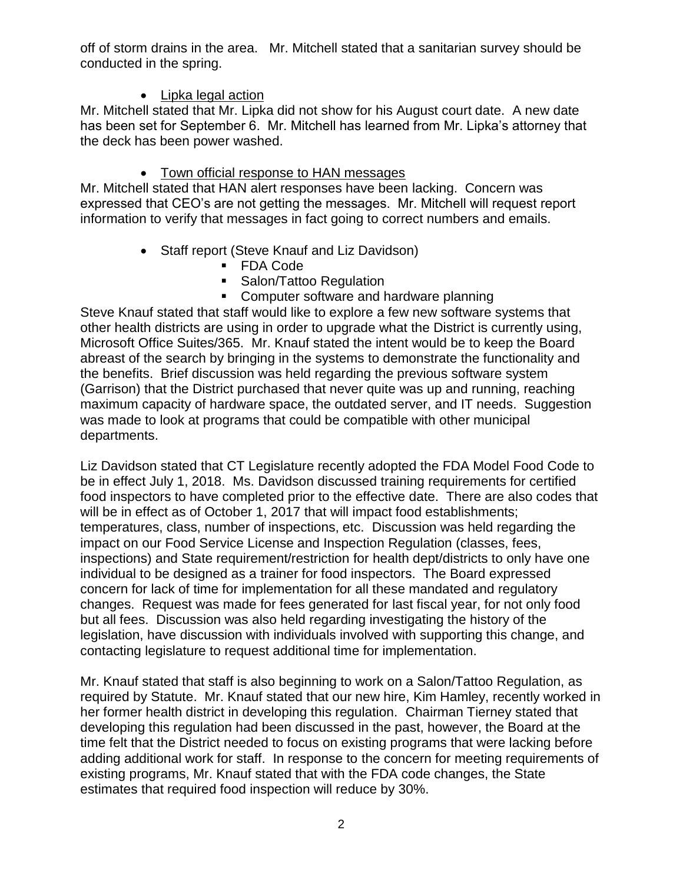off of storm drains in the area. Mr. Mitchell stated that a sanitarian survey should be conducted in the spring.

- <u>Lipka legal action</u>

Mr. Mitchell stated that Mr. Lipka did not show for his August court date. A new date has been set for September 6. Mr. Mitchell has learned from Mr. Lipka's attorney that the deck has been power washed.

- <u>Town official response to HAN messages</u>

Mr. Mitchell stated that HAN alert responses have been lacking. Concern was expressed that CEO's are not getting the messages. Mr. Mitchell will request report information to verify that messages in fact going to correct numbers and emails.

- Staff report (Steve Knauf and Liz Davidson)
  - FDA Code
  - Salon/Tattoo Regulation
  - Computer software and hardware planning

Steve Knauf stated that staff would like to explore a few new software systems that other health districts are using in order to upgrade what the District is currently using, Microsoft Office Suites/365. Mr. Knauf stated the intent would be to keep the Board abreast of the search by bringing in the systems to demonstrate the functionality and the benefits. Brief discussion was held regarding the previous software system (Garrison) that the District purchased that never quite was up and running, reaching maximum capacity of hardware space, the outdated server, and IT needs. Suggestion was made to look at programs that could be compatible with other municipal departments.

Liz Davidson stated that CT Legislature recently adopted the FDA Model Food Code to be in effect July 1, 2018. Ms. Davidson discussed training requirements for certified food inspectors to have completed prior to the effective date. There are also codes that will be in effect as of October 1, 2017 that will impact food establishments; temperatures, class, number of inspections, etc. Discussion was held regarding the impact on our Food Service License and Inspection Regulation (classes, fees, inspections) and State requirement/restriction for health dept/districts to only have one individual to be designed as a trainer for food inspectors. The Board expressed concern for lack of time for implementation for all these mandated and regulatory changes. Request was made for fees generated for last fiscal year, for not only food but all fees. Discussion was also held regarding investigating the history of the legislation, have discussion with individuals involved with supporting this change, and contacting legislature to request additional time for implementation.

Mr. Knauf stated that staff is also beginning to work on a Salon/Tattoo Regulation, as required by Statute. Mr. Knauf stated that our new hire, Kim Hamley, recently worked in her former health district in developing this regulation. Chairman Tierney stated that developing this regulation had been discussed in the past, however, the Board at the time felt that the District needed to focus on existing programs that were lacking before adding additional work for staff. In response to the concern for meeting requirements of existing programs, Mr. Knauf stated that with the FDA code changes, the State estimates that required food inspection will reduce by 30%.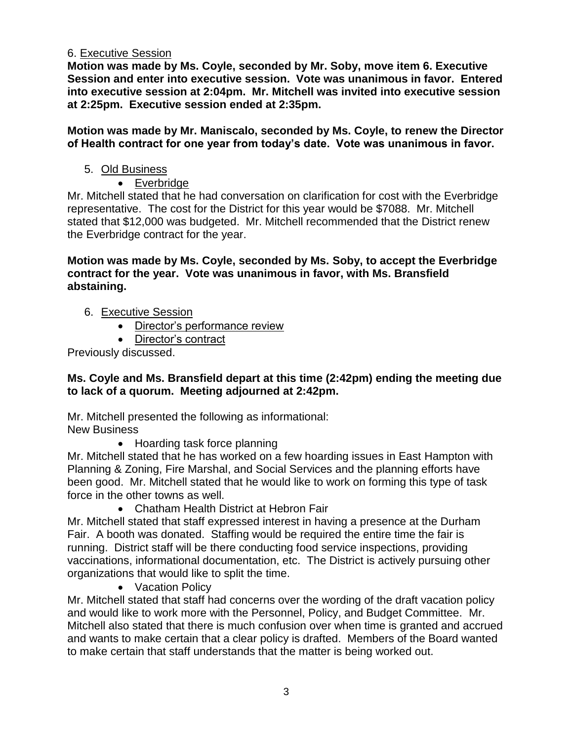6. Executive Session

**Motion was made by Ms. Coyle, seconded by Mr. Soby, move item 6. Executive Session and enter into executive session. Vote was unanimous in favor. Entered into executive session at 2:04pm. Mr. Mitchell was invited into executive session at 2:25pm. Executive session ended at 2:35pm.**

**Motion was made by Mr. Maniscalo, seconded by Ms. Coyle, to renew the Director of Health contract for one year from today's date. Vote was unanimous in favor.**

5. Old Business
   - Everbridge

Mr. Mitchell stated that he had conversation on clarification for cost with the Everbridge representative. The cost for the District for this year would be $7088. Mr. Mitchell stated that $12,000 was budgeted. Mr. Mitchell recommended that the District renew the Everbridge contract for the year.

**Motion was made by Ms. Coyle, seconded by Ms. Soby, to accept the Everbridge contract for the year. Vote was unanimous in favor, with Ms. Bransfield abstaining.**

6. Executive Session
   - Director's performance review
   - Director's contract

Previously discussed.

**Ms. Coyle and Ms. Bransfield depart at this time (2:42pm) ending the meeting due to lack of a quorum. Meeting adjourned at 2:42pm.**

Mr. Mitchell presented the following as informational:
New Business

- Hoarding task force planning

Mr. Mitchell stated that he has worked on a few hoarding issues in East Hampton with Planning & Zoning, Fire Marshal, and Social Services and the planning efforts have been good. Mr. Mitchell stated that he would like to work on forming this type of task force in the other towns as well.

- Chatham Health District at Hebron Fair

Mr. Mitchell stated that staff expressed interest in having a presence at the Durham Fair. A booth was donated. Staffing would be required the entire time the fair is running. District staff will be there conducting food service inspections, providing vaccinations, informational documentation, etc. The District is actively pursuing other organizations that would like to split the time.

- Vacation Policy

Mr. Mitchell stated that staff had concerns over the wording of the draft vacation policy and would like to work more with the Personnel, Policy, and Budget Committee. Mr. Mitchell also stated that there is much confusion over when time is granted and accrued and wants to make certain that a clear policy is drafted. Members of the Board wanted to make certain that staff understands that the matter is being worked out.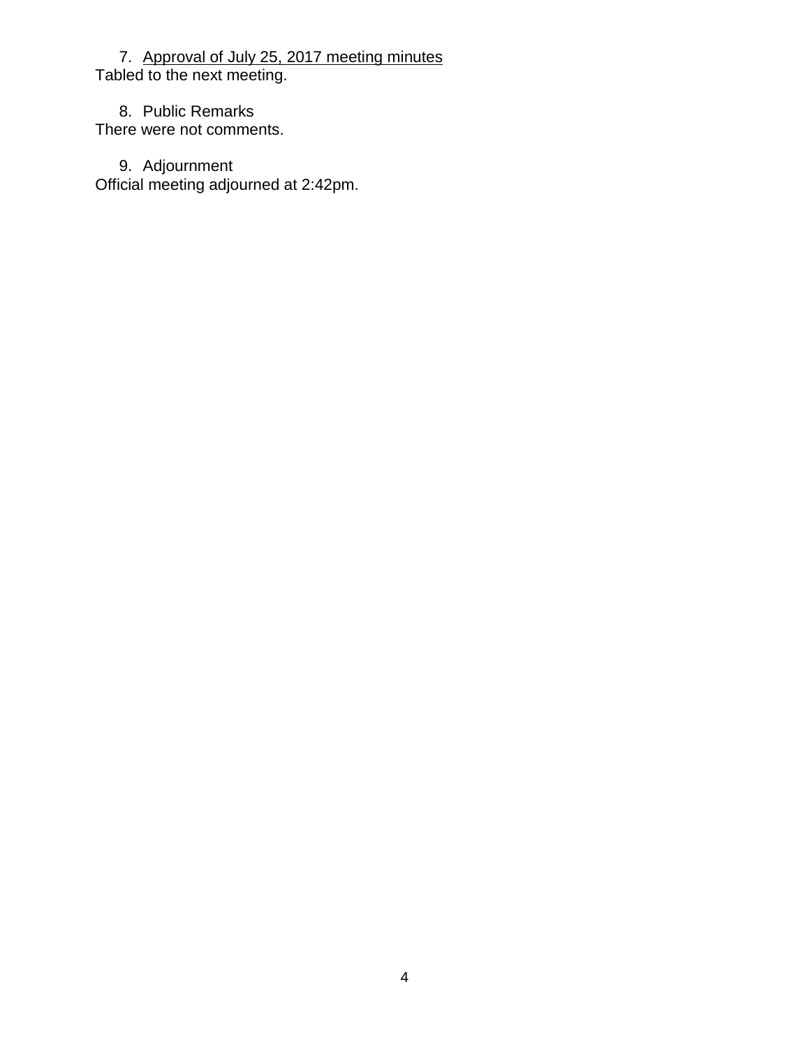7. <u>Approval of July 25, 2017 meeting minutes</u>

Tabled to the next meeting.

8. Public Remarks

There were not comments.

9. Adjournment

Official meeting adjourned at 2:42pm.